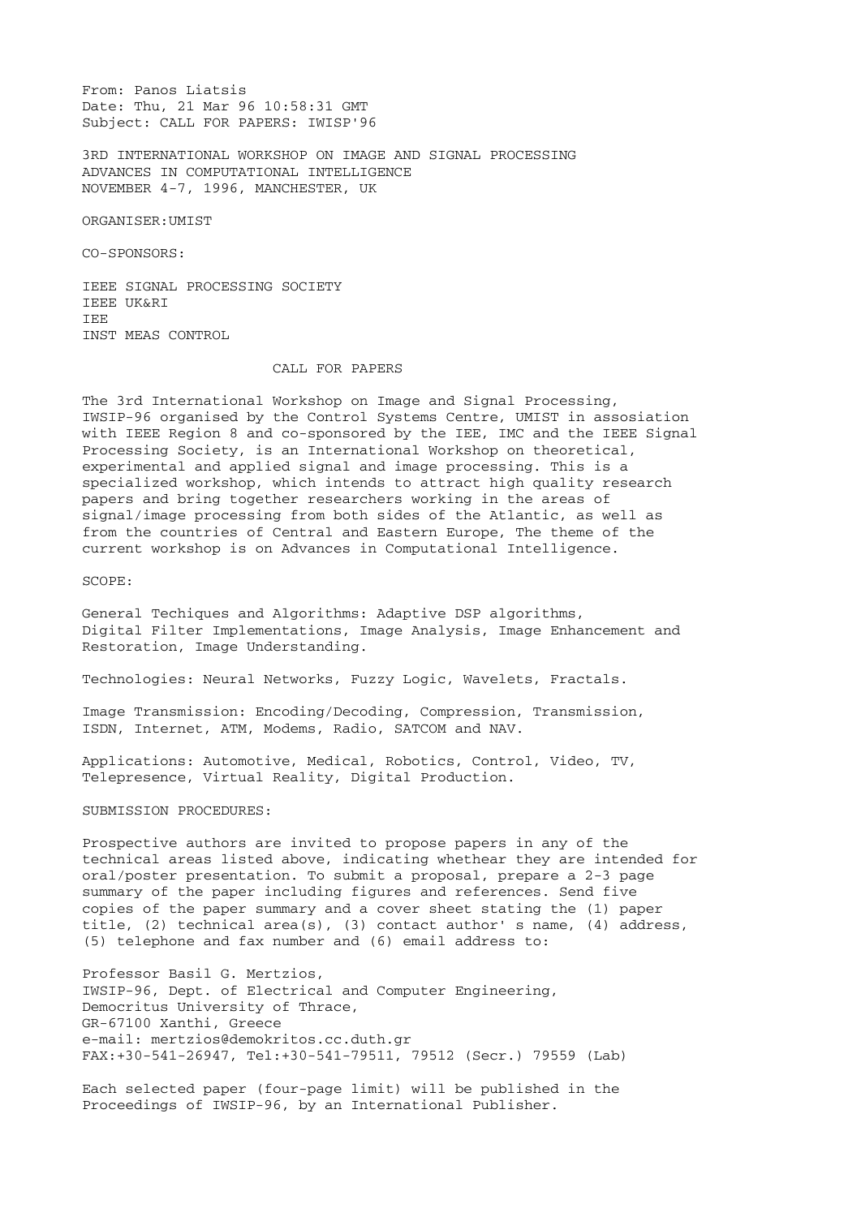From: Panos Liatsis
Date: Thu, 21 Mar 96 10:58:31 GMT
Subject: CALL FOR PAPERS: IWISP'96

3RD INTERNATIONAL WORKSHOP ON IMAGE AND SIGNAL PROCESSING
ADVANCES IN COMPUTATIONAL INTELLIGENCE
NOVEMBER 4-7, 1996, MANCHESTER, UK

ORGANISER:UMIST

CO-SPONSORS:

IEEE SIGNAL PROCESSING SOCIETY
IEEE UK&RI
IEE
INST MEAS CONTROL

CALL FOR PAPERS

The 3rd International Workshop on Image and Signal Processing, IWSIP-96 organised by the Control Systems Centre, UMIST in assosiation with IEEE Region 8 and co-sponsored by the IEE, IMC and the IEEE Signal Processing Society, is an International Workshop on theoretical, experimental and applied signal and image processing. This is a specialized workshop, which intends to attract high quality research papers and bring together researchers working in the areas of signal/image processing from both sides of the Atlantic, as well as from the countries of Central and Eastern Europe, The theme of the current workshop is on Advances in Computational Intelligence.

SCOPE:

General Techiques and Algorithms: Adaptive DSP algorithms, Digital Filter Implementations, Image Analysis, Image Enhancement and Restoration, Image Understanding.

Technologies: Neural Networks, Fuzzy Logic, Wavelets, Fractals.

Image Transmission: Encoding/Decoding, Compression, Transmission, ISDN, Internet, ATM, Modems, Radio, SATCOM and NAV.

Applications: Automotive, Medical, Robotics, Control, Video, TV, Telepresence, Virtual Reality, Digital Production.

SUBMISSION PROCEDURES:

Prospective authors are invited to propose papers in any of the technical areas listed above, indicating whethear they are intended for oral/poster presentation. To submit a proposal, prepare a 2-3 page summary of the paper including figures and references. Send five copies of the paper summary and a cover sheet stating the (1) paper title, (2) technical area(s), (3) contact author' s name, (4) address, (5) telephone and fax number and (6) email address to:

Professor Basil G. Mertzios,
IWSIP-96, Dept. of Electrical and Computer Engineering,
Democritus University of Thrace,
GR-67100 Xanthi, Greece
e-mail: mertzios@demokritos.cc.duth.gr
FAX:+30-541-26947, Tel:+30-541-79511, 79512 (Secr.) 79559 (Lab)

Each selected paper (four-page limit) will be published in the Proceedings of IWSIP-96, by an International Publisher.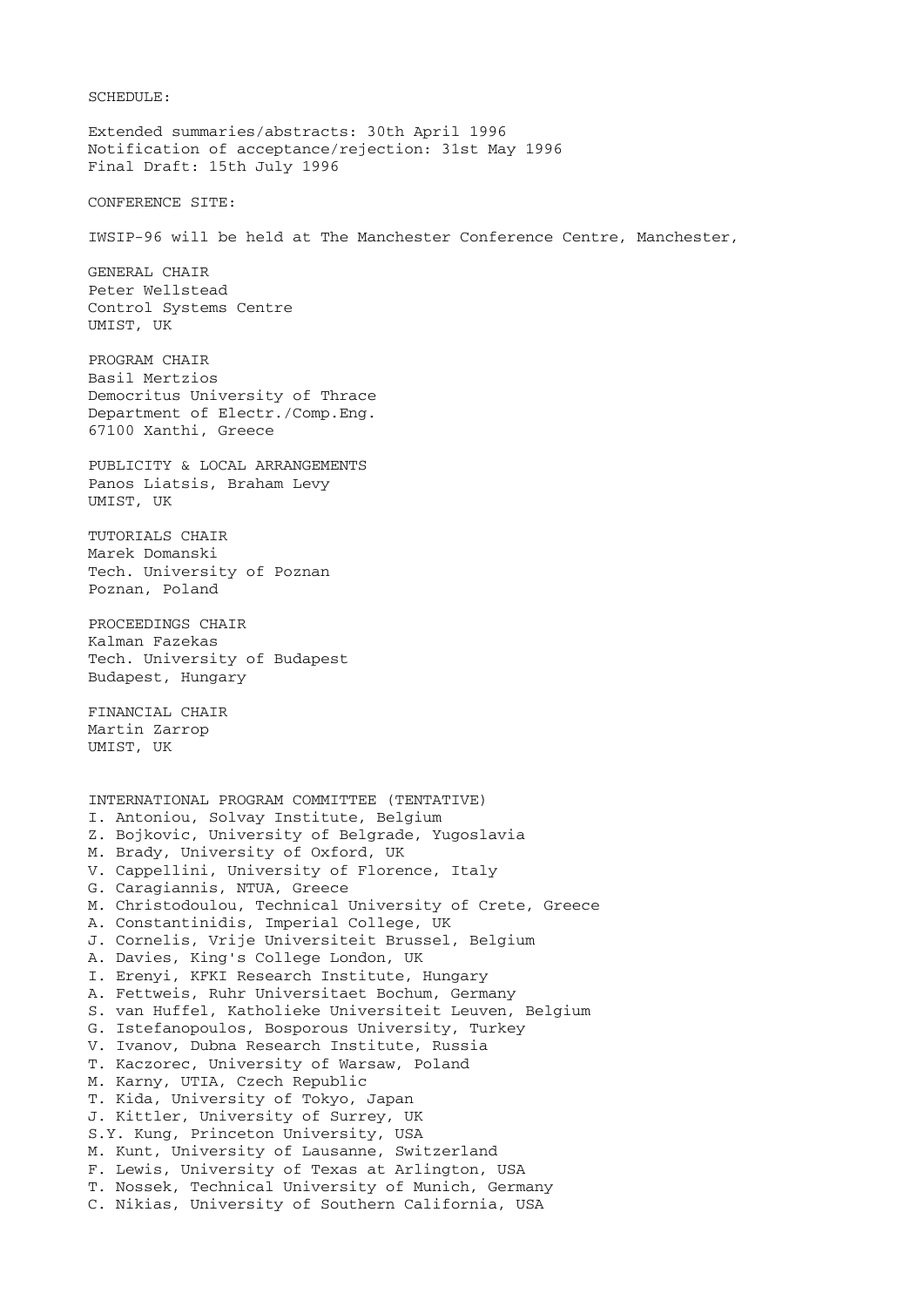SCHEDULE:

Extended summaries/abstracts: 30th April 1996
Notification of acceptance/rejection: 31st May 1996
Final Draft: 15th July 1996

CONFERENCE SITE:

IWSIP-96 will be held at The Manchester Conference Centre, Manchester,

GENERAL CHAIR
Peter Wellstead
Control Systems Centre
UMIST, UK

PROGRAM CHAIR
Basil Mertzios
Democritus University of Thrace
Department of Electr./Comp.Eng.
67100 Xanthi, Greece

PUBLICITY & LOCAL ARRANGEMENTS
Panos Liatsis, Braham Levy
UMIST, UK

TUTORIALS CHAIR
Marek Domanski
Tech. University of Poznan
Poznan, Poland

PROCEEDINGS CHAIR
Kalman Fazekas
Tech. University of Budapest
Budapest, Hungary

FINANCIAL CHAIR
Martin Zarrop
UMIST, UK

INTERNATIONAL PROGRAM COMMITTEE (TENTATIVE)
I. Antoniou, Solvay Institute, Belgium
Z. Bojkovic, University of Belgrade, Yugoslavia
M. Brady, University of Oxford, UK
V. Cappellini, University of Florence, Italy
G. Caragiannis, NTUA, Greece
M. Christodoulou, Technical University of Crete, Greece
A. Constantinidis, Imperial College, UK
J. Cornelis, Vrije Universiteit Brussel, Belgium
A. Davies, King's College London, UK
I. Erenyi, KFKI Research Institute, Hungary
A. Fettweis, Ruhr Universitaet Bochum, Germany
S. van Huffel, Katholieke Universiteit Leuven, Belgium
G. Istefanopoulos, Bosporous University, Turkey
V. Ivanov, Dubna Research Institute, Russia
T. Kaczorec, University of Warsaw, Poland
M. Karny, UTIA, Czech Republic
T. Kida, University of Tokyo, Japan
J. Kittler, University of Surrey, UK
S.Y. Kung, Princeton University, USA
M. Kunt, University of Lausanne, Switzerland
F. Lewis, University of Texas at Arlington, USA
T. Nossek, Technical University of Munich, Germany
C. Nikias, University of Southern California, USA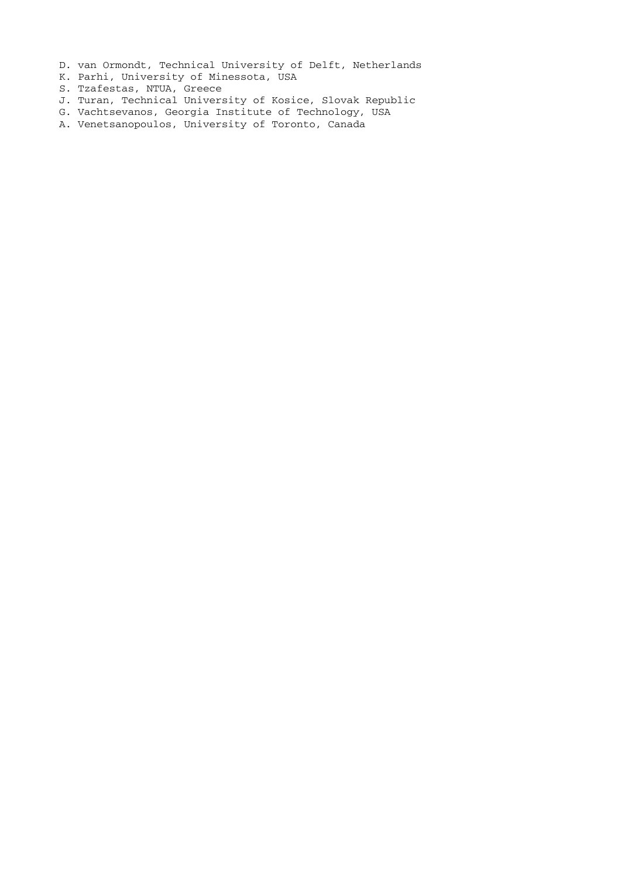D. van Ormondt, Technical University of Delft, Netherlands
K. Parhi, University of Minessota, USA
S. Tzafestas, NTUA, Greece
J. Turan, Technical University of Kosice, Slovak Republic
G. Vachtsevanos, Georgia Institute of Technology, USA
A. Venetsanopoulos, University of Toronto, Canada